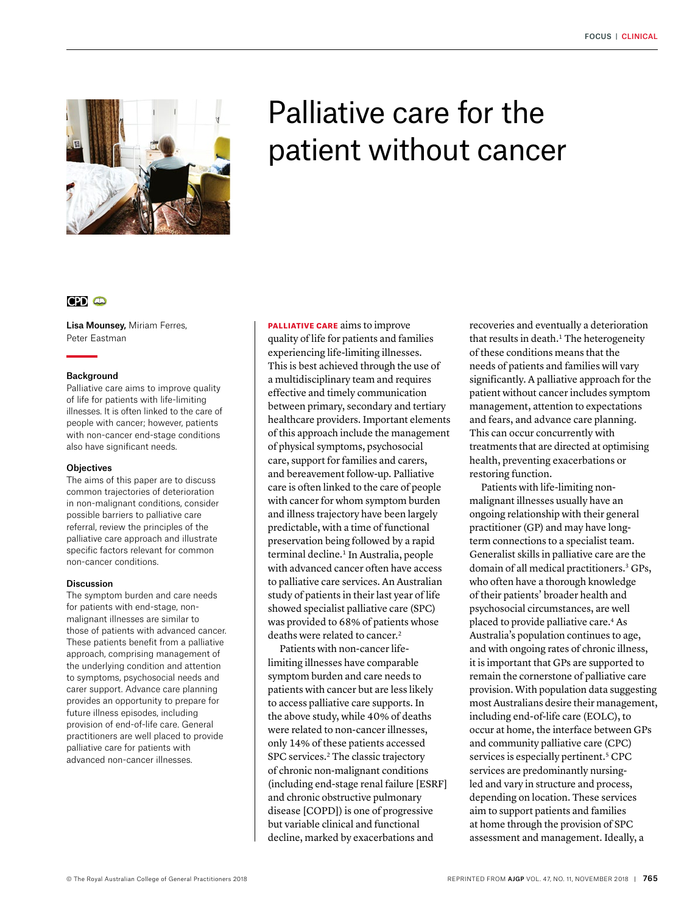# Palliative care for the patient without cancer

Lisa Mounsey, Miriam Ferres, Peter Eastman

### Background

Palliative care aims to improve quality of life for patients with life-limiting illnesses. It is often linked to the care of people with cancer; however, patients with non-cancer end-stage conditions also have significant needs.

### Objectives

The aims of this paper are to discuss common trajectories of deterioration in non-malignant conditions, consider possible barriers to palliative care referral, review the principles of the palliative care approach and illustrate specific factors relevant for common non-cancer conditions.

### Discussion

The symptom burden and care needs for patients with end-stage, non-malignant illnesses are similar to those of patients with advanced cancer. These patients benefit from a palliative approach, comprising management of the underlying condition and attention to symptoms, psychosocial needs and carer support. Advance care planning provides an opportunity to prepare for future illness episodes, including provision of end-of-life care. General practitioners are well placed to provide palliative care for patients with advanced non-cancer illnesses.

**PALLIATIVE CARE** aims to improve quality of life for patients and families experiencing life-limiting illnesses. This is best achieved through the use of a multidisciplinary team and requires effective and timely communication between primary, secondary and tertiary healthcare providers. Important elements of this approach include the management of physical symptoms, psychosocial care, support for families and carers, and bereavement follow-up. Palliative care is often linked to the care of people with cancer for whom symptom burden and illness trajectory have been largely predictable, with a time of functional preservation being followed by a rapid terminal decline.[1] In Australia, people with advanced cancer often have access to palliative care services. An Australian study of patients in their last year of life showed specialist palliative care (SPC) was provided to 68% of patients whose deaths were related to cancer.[2]

Patients with non-cancer life-limiting illnesses have comparable symptom burden and care needs to patients with cancer but are less likely to access palliative care supports. In the above study, while 40% of deaths were related to non-cancer illnesses, only 14% of these patients accessed SPC services.[2] The classic trajectory of chronic non-malignant conditions (including end-stage renal failure [ESRF] and chronic obstructive pulmonary disease [COPD]) is one of progressive but variable clinical and functional decline, marked by exacerbations and recoveries and eventually a deterioration that results in death.[1] The heterogeneity of these conditions means that the needs of patients and families will vary significantly. A palliative approach for the patient without cancer includes symptom management, attention to expectations and fears, and advance care planning. This can occur concurrently with treatments that are directed at optimising health, preventing exacerbations or restoring function.

Patients with life-limiting non-malignant illnesses usually have an ongoing relationship with their general practitioner (GP) and may have long-term connections to a specialist team. Generalist skills in palliative care are the domain of all medical practitioners.[3] GPs, who often have a thorough knowledge of their patients' broader health and psychosocial circumstances, are well placed to provide palliative care.[4] As Australia's population continues to age, and with ongoing rates of chronic illness, it is important that GPs are supported to remain the cornerstone of palliative care provision. With population data suggesting most Australians desire their management, including end-of-life care (EOLC), to occur at home, the interface between GPs and community palliative care (CPC) services is especially pertinent.[5] CPC services are predominantly nursing-led and vary in structure and process, depending on location. These services aim to support patients and families at home through the provision of SPC assessment and management. Ideally, a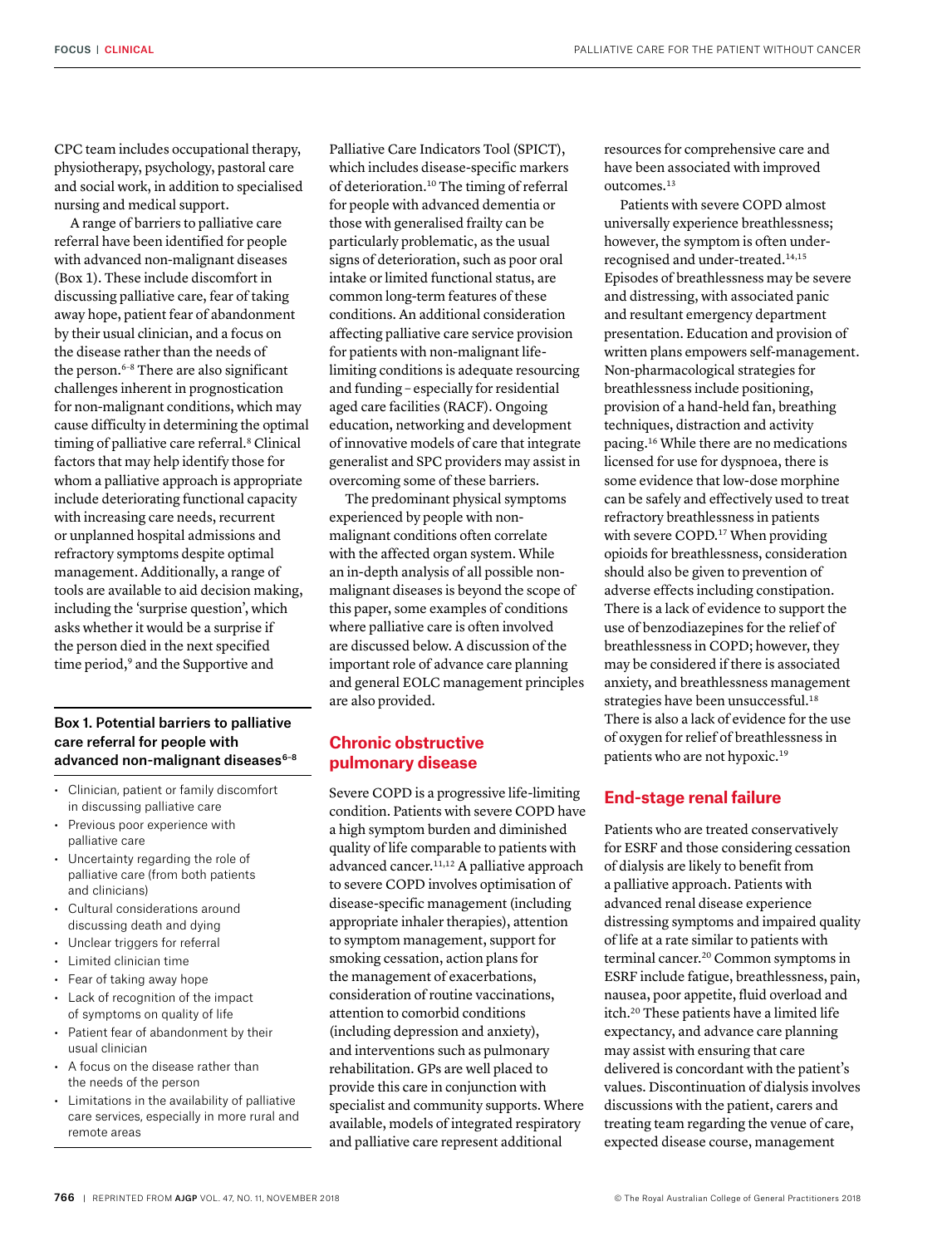CPC team includes occupational therapy, physiotherapy, psychology, pastoral care and social work, in addition to specialised nursing and medical support.

A range of barriers to palliative care referral have been identified for people with advanced non-malignant diseases (Box 1). These include discomfort in discussing palliative care, fear of taking away hope, patient fear of abandonment by their usual clinician, and a focus on the disease rather than the needs of the person.[6–8] There are also significant challenges inherent in prognostication for non-malignant conditions, which may cause difficulty in determining the optimal timing of palliative care referral.[8] Clinical factors that may help identify those for whom a palliative approach is appropriate include deteriorating functional capacity with increasing care needs, recurrent or unplanned hospital admissions and refractory symptoms despite optimal management. Additionally, a range of tools are available to aid decision making, including the 'surprise question', which asks whether it would be a surprise if the person died in the next specified time period,[9] and the Supportive and Palliative Care Indicators Tool (SPICT), which includes disease-specific markers of deterioration.[10] The timing of referral for people with advanced dementia or those with generalised frailty can be particularly problematic, as the usual signs of deterioration, such as poor oral intake or limited functional status, are common long-term features of these conditions. An additional consideration affecting palliative care service provision for patients with non-malignant life-limiting conditions is adequate resourcing and funding – especially for residential aged care facilities (RACF). Ongoing education, networking and development of innovative models of care that integrate generalist and SPC providers may assist in overcoming some of these barriers.

**Box 1. Potential barriers to palliative care referral for people with advanced non-malignant diseases[6–8]**

- Clinician, patient or family discomfort in discussing palliative care
- Previous poor experience with palliative care
- Uncertainty regarding the role of palliative care (from both patients and clinicians)
- Cultural considerations around discussing death and dying
- Unclear triggers for referral
- Limited clinician time
- Fear of taking away hope
- Lack of recognition of the impact of symptoms on quality of life
- Patient fear of abandonment by their usual clinician
- A focus on the disease rather than the needs of the person
- Limitations in the availability of palliative care services, especially in more rural and remote areas

The predominant physical symptoms experienced by people with non-malignant conditions often correlate with the affected organ system. While an in-depth analysis of all possible non-malignant diseases is beyond the scope of this paper, some examples of conditions where palliative care is often involved are discussed below. A discussion of the important role of advance care planning and general EOLC management principles are also provided.

## Chronic obstructive pulmonary disease

Severe COPD is a progressive life-limiting condition. Patients with severe COPD have a high symptom burden and diminished quality of life comparable to patients with advanced cancer.[11,12] A palliative approach to severe COPD involves optimisation of disease-specific management (including appropriate inhaler therapies), attention to symptom management, support for smoking cessation, action plans for the management of exacerbations, consideration of routine vaccinations, attention to comorbid conditions (including depression and anxiety), and interventions such as pulmonary rehabilitation. GPs are well placed to provide this care in conjunction with specialist and community supports. Where available, models of integrated respiratory and palliative care represent additional resources for comprehensive care and have been associated with improved outcomes.[13]

Patients with severe COPD almost universally experience breathlessness; however, the symptom is often under-recognised and under-treated.[14,15] Episodes of breathlessness may be severe and distressing, with associated panic and resultant emergency department presentation. Education and provision of written plans empowers self-management. Non-pharmacological strategies for breathlessness include positioning, provision of a hand-held fan, breathing techniques, distraction and activity pacing.[16] While there are no medications licensed for use for dyspnoea, there is some evidence that low-dose morphine can be safely and effectively used to treat refractory breathlessness in patients with severe COPD.[17] When providing opioids for breathlessness, consideration should also be given to prevention of adverse effects including constipation. There is a lack of evidence to support the use of benzodiazepines for the relief of breathlessness in COPD; however, they may be considered if there is associated anxiety, and breathlessness management strategies have been unsuccessful.[18] There is also a lack of evidence for the use of oxygen for relief of breathlessness in patients who are not hypoxic.[19]

## End-stage renal failure

Patients who are treated conservatively for ESRF and those considering cessation of dialysis are likely to benefit from a palliative approach. Patients with advanced renal disease experience distressing symptoms and impaired quality of life at a rate similar to patients with terminal cancer.[20] Common symptoms in ESRF include fatigue, breathlessness, pain, nausea, poor appetite, fluid overload and itch.[20] These patients have a limited life expectancy, and advance care planning may assist with ensuring that care delivered is concordant with the patient's values. Discontinuation of dialysis involves discussions with the patient, carers and treating team regarding the venue of care, expected disease course, management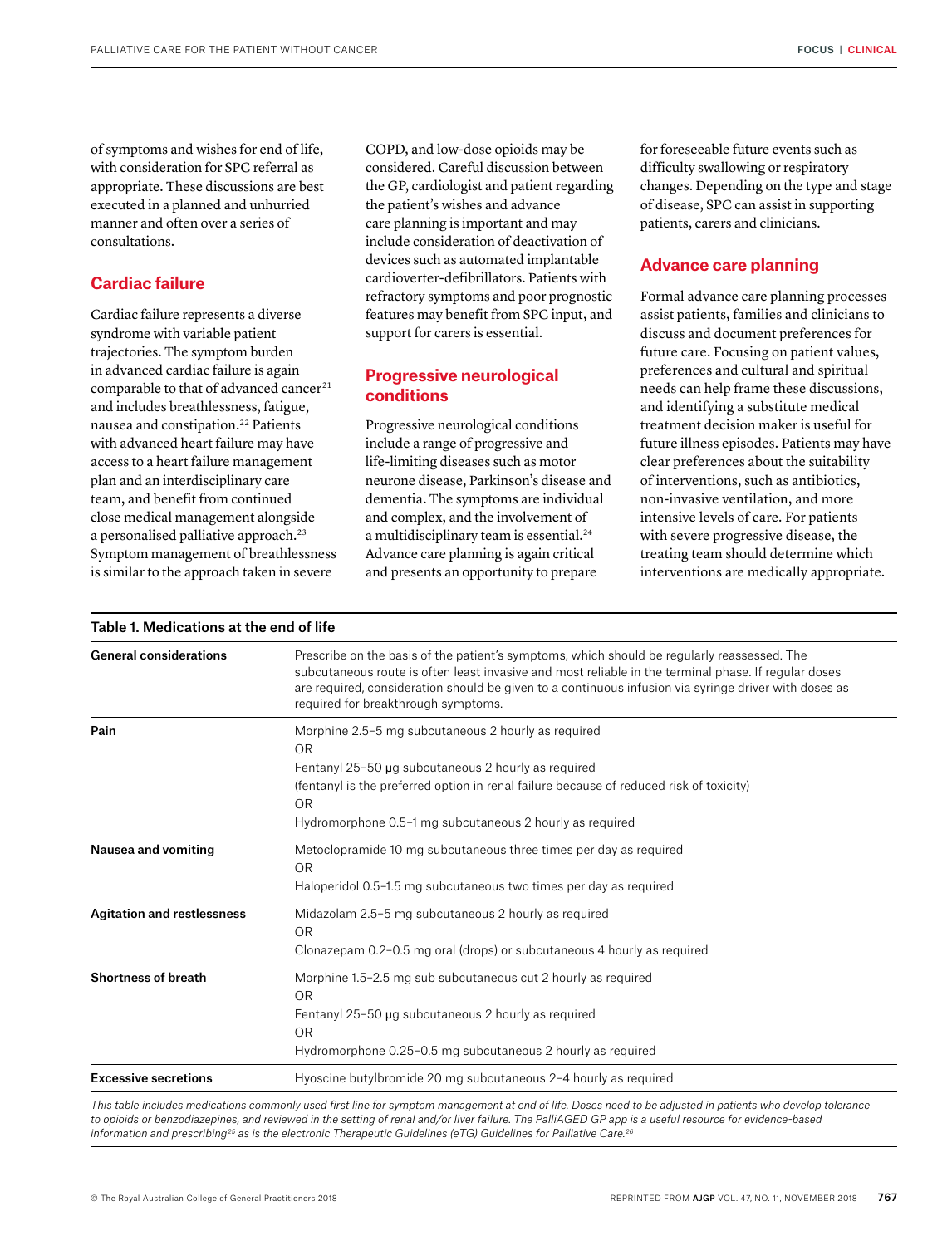of symptoms and wishes for end of life, with consideration for SPC referral as appropriate. These discussions are best executed in a planned and unhurried manner and often over a series of consultations.

## Cardiac failure

Cardiac failure represents a diverse syndrome with variable patient trajectories. The symptom burden in advanced cardiac failure is again comparable to that of advanced cancer[21] and includes breathlessness, fatigue, nausea and constipation.[22] Patients with advanced heart failure may have access to a heart failure management plan and an interdisciplinary care team, and benefit from continued close medical management alongside a personalised palliative approach.[23] Symptom management of breathlessness is similar to the approach taken in severe COPD, and low-dose opioids may be considered. Careful discussion between the GP, cardiologist and patient regarding the patient's wishes and advance care planning is important and may include consideration of deactivation of devices such as automated implantable cardioverter-defibrillators. Patients with refractory symptoms and poor prognostic features may benefit from SPC input, and support for carers is essential.

## Progressive neurological conditions

Progressive neurological conditions include a range of progressive and life-limiting diseases such as motor neurone disease, Parkinson's disease and dementia. The symptoms are individual and complex, and the involvement of a multidisciplinary team is essential.[24] Advance care planning is again critical and presents an opportunity to prepare for foreseeable future events such as difficulty swallowing or respiratory changes. Depending on the type and stage of disease, SPC can assist in supporting patients, carers and clinicians.

## Advance care planning

Formal advance care planning processes assist patients, families and clinicians to discuss and document preferences for future care. Focusing on patient values, preferences and cultural and spiritual needs can help frame these discussions, and identifying a substitute medical treatment decision maker is useful for future illness episodes. Patients may have clear preferences about the suitability of interventions, such as antibiotics, non-invasive ventilation, and more intensive levels of care. For patients with severe progressive disease, the treating team should determine which interventions are medically appropriate.

**Table 1. Medications at the end of life**

| | |
|---|---|
| **General considerations** | Prescribe on the basis of the patient's symptoms, which should be regularly reassessed. The subcutaneous route is often least invasive and most reliable in the terminal phase. If regular doses are required, consideration should be given to a continuous infusion via syringe driver with doses as required for breakthrough symptoms. |
| **Pain** | Morphine 2.5–5 mg subcutaneous 2 hourly as required<br>OR<br>Fentanyl 25–50 μg subcutaneous 2 hourly as required<br>(fentanyl is the preferred option in renal failure because of reduced risk of toxicity)<br>OR<br>Hydromorphone 0.5–1 mg subcutaneous 2 hourly as required |
| **Nausea and vomiting** | Metoclopramide 10 mg subcutaneous three times per day as required<br>OR<br>Haloperidol 0.5–1.5 mg subcutaneous two times per day as required |
| **Agitation and restlessness** | Midazolam 2.5–5 mg subcutaneous 2 hourly as required<br>OR<br>Clonazepam 0.2–0.5 mg oral (drops) or subcutaneous 4 hourly as required |
| **Shortness of breath** | Morphine 1.5–2.5 mg sub subcutaneous cut 2 hourly as required<br>OR<br>Fentanyl 25–50 μg subcutaneous 2 hourly as required<br>OR<br>Hydromorphone 0.25–0.5 mg subcutaneous 2 hourly as required |
| **Excessive secretions** | Hyoscine butylbromide 20 mg subcutaneous 2–4 hourly as required |

*This table includes medications commonly used first line for symptom management at end of life. Doses need to be adjusted in patients who develop tolerance to opioids or benzodiazepines, and reviewed in the setting of renal and/or liver failure. The PalliAGED GP app is a useful resource for evidence-based information and prescribing[25] as is the electronic Therapeutic Guidelines (eTG) Guidelines for Palliative Care.[26]*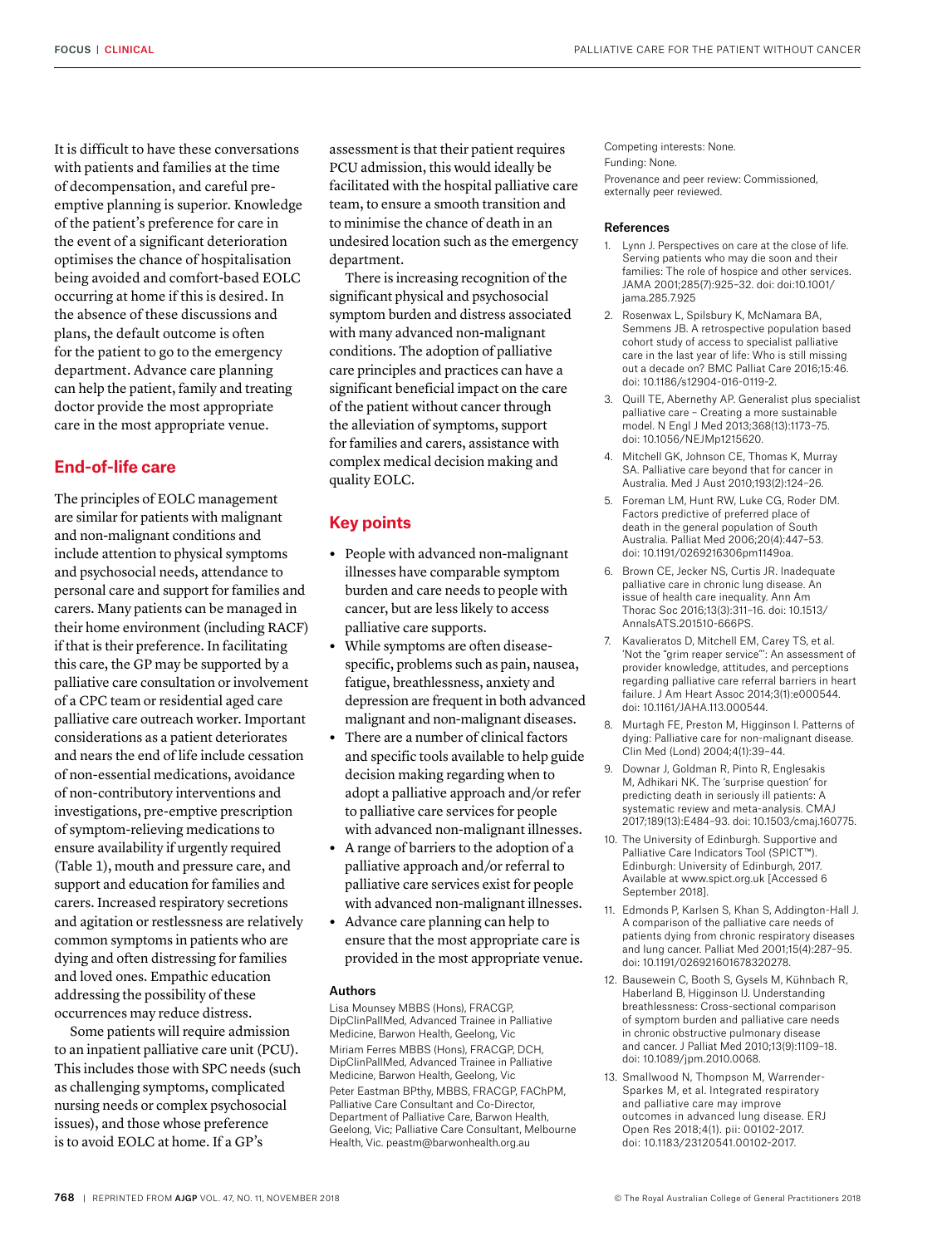It is difficult to have these conversations with patients and families at the time of decompensation, and careful pre-emptive planning is superior. Knowledge of the patient's preference for care in the event of a significant deterioration optimises the chance of hospitalisation being avoided and comfort-based EOLC occurring at home if this is desired. In the absence of these discussions and plans, the default outcome is often for the patient to go to the emergency department. Advance care planning can help the patient, family and treating doctor provide the most appropriate care in the most appropriate venue.

## End-of-life care

The principles of EOLC management are similar for patients with malignant and non-malignant conditions and include attention to physical symptoms and psychosocial needs, attendance to personal care and support for families and carers. Many patients can be managed in their home environment (including RACF) if that is their preference. In facilitating this care, the GP may be supported by a palliative care consultation or involvement of a CPC team or residential aged care palliative care outreach worker. Important considerations as a patient deteriorates and nears the end of life include cessation of non-essential medications, avoidance of non-contributory interventions and investigations, pre-emptive prescription of symptom-relieving medications to ensure availability if urgently required (Table 1), mouth and pressure care, and support and education for families and carers. Increased respiratory secretions and agitation or restlessness are relatively common symptoms in patients who are dying and often distressing for families and loved ones. Empathic education addressing the possibility of these occurrences may reduce distress.

Some patients will require admission to an inpatient palliative care unit (PCU). This includes those with SPC needs (such as challenging symptoms, complicated nursing needs or complex psychosocial issues), and those whose preference is to avoid EOLC at home. If a GP's assessment is that their patient requires PCU admission, this would ideally be facilitated with the hospital palliative care team, to ensure a smooth transition and to minimise the chance of death in an undesired location such as the emergency department.

There is increasing recognition of the significant physical and psychosocial symptom burden and distress associated with many advanced non-malignant conditions. The adoption of palliative care principles and practices can have a significant beneficial impact on the care of the patient without cancer through the alleviation of symptoms, support for families and carers, assistance with complex medical decision making and quality EOLC.

## Key points

- People with advanced non-malignant illnesses have comparable symptom burden and care needs to people with cancer, but are less likely to access palliative care supports.
- While symptoms are often disease-specific, problems such as pain, nausea, fatigue, breathlessness, anxiety and depression are frequent in both advanced malignant and non-malignant diseases.
- There are a number of clinical factors and specific tools available to help guide decision making regarding when to adopt a palliative approach and/or refer to palliative care services for people with advanced non-malignant illnesses.
- A range of barriers to the adoption of a palliative approach and/or referral to palliative care services exist for people with advanced non-malignant illnesses.
- Advance care planning can help to ensure that the most appropriate care is provided in the most appropriate venue.

### Authors

Lisa Mounsey MBBS (Hons), FRACGP, DipClinPallMed, Advanced Trainee in Palliative Medicine, Barwon Health, Geelong, Vic

Miriam Ferres MBBS (Hons), FRACGP, DCH, DipClinPallMed, Advanced Trainee in Palliative Medicine, Barwon Health, Geelong, Vic

Peter Eastman BPthy, MBBS, FRACGP, FAChPM, Palliative Care Consultant and Co-Director, Department of Palliative Care, Barwon Health, Geelong, Vic; Palliative Care Consultant, Melbourne Health, Vic. peastm@barwonhealth.org.au

Competing interests: None.

Funding: None.

Provenance and peer review: Commissioned, externally peer reviewed.

### References

1. Lynn J. Perspectives on care at the close of life. Serving patients who may die soon and their families: The role of hospice and other services. JAMA 2001;285(7):925–32. doi: doi:10.1001/jama.285.7.925
2. Rosenwax L, Spilsbury K, McNamara BA, Semmens JB. A retrospective population based cohort study of access to specialist palliative care in the last year of life: Who is still missing out a decade on? BMC Palliat Care 2016;15:46. doi: 10.1186/s12904-016-0119-2.
3. Quill TE, Abernethy AP. Generalist plus specialist palliative care – Creating a more sustainable model. N Engl J Med 2013;368(13):1173–75. doi: 10.1056/NEJMp1215620.
4. Mitchell GK, Johnson CE, Thomas K, Murray SA. Palliative care beyond that for cancer in Australia. Med J Aust 2010;193(2):124–26.
5. Foreman LM, Hunt RW, Luke CG, Roder DM. Factors predictive of preferred place of death in the general population of South Australia. Palliat Med 2006;20(4):447–53. doi: 10.1191/0269216306pm1149oa.
6. Brown CE, Jecker NS, Curtis JR. Inadequate palliative care in chronic lung disease. An issue of health care inequality. Ann Am Thorac Soc 2016;13(3):311–16. doi: 10.1513/AnnalsATS.201510-666PS.
7. Kavalieratos D, Mitchell EM, Carey TS, et al. 'Not the "grim reaper service"': An assessment of provider knowledge, attitudes, and perceptions regarding palliative care referral barriers in heart failure. J Am Heart Assoc 2014;3(1):e000544. doi: 10.1161/JAHA.113.000544.
8. Murtagh FE, Preston M, Higginson I. Patterns of dying: Palliative care for non-malignant disease. Clin Med (Lond) 2004;4(1):39–44.
9. Downar J, Goldman R, Pinto R, Englesakis M, Adhikari NK. The 'surprise question' for predicting death in seriously ill patients: A systematic review and meta-analysis. CMAJ 2017;189(13):E484–93. doi: 10.1503/cmaj.160775.
10. The University of Edinburgh. Supportive and Palliative Care Indicators Tool (SPICT™). Edinburgh: University of Edinburgh, 2017. Available at www.spict.org.uk [Accessed 6 September 2018].
11. Edmonds P, Karlsen S, Khan S, Addington-Hall J. A comparison of the palliative care needs of patients dying from chronic respiratory diseases and lung cancer. Palliat Med 2001;15(4):287–95. doi: 10.1191/026921601678320278.
12. Bausewein C, Booth S, Gysels M, Kühnbach R, Haberland B, Higginson IJ. Understanding breathlessness: Cross-sectional comparison of symptom burden and palliative care needs in chronic obstructive pulmonary disease and cancer. J Palliat Med 2010;13(9):1109–18. doi: 10.1089/jpm.2010.0068.
13. Smallwood N, Thompson M, Warrender-Sparkes M, et al. Integrated respiratory and palliative care may improve outcomes in advanced lung disease. ERJ Open Res 2018;4(1). pii: 00102-2017. doi: 10.1183/23120541.00102-2017.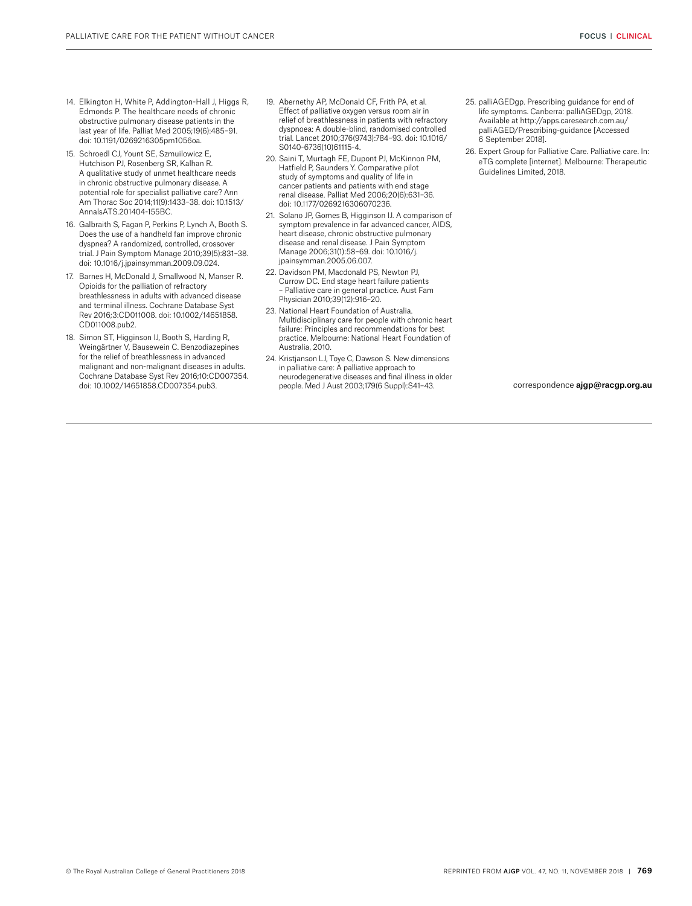14. Elkington H, White P, Addington-Hall J, Higgs R, Edmonds P. The healthcare needs of chronic obstructive pulmonary disease patients in the last year of life. Palliat Med 2005;19(6):485–91. doi: 10.1191/0269216305pm1056oa.
15. Schroedl CJ, Yount SE, Szmuilowicz E, Hutchison PJ, Rosenberg SR, Kalhan R. A qualitative study of unmet healthcare needs in chronic obstructive pulmonary disease. A potential role for specialist palliative care? Ann Am Thorac Soc 2014;11(9):1433–38. doi: 10.1513/AnnalsATS.201404-155BC.
16. Galbraith S, Fagan P, Perkins P, Lynch A, Booth S. Does the use of a handheld fan improve chronic dyspnea? A randomized, controlled, crossover trial. J Pain Symptom Manage 2010;39(5):831–38. doi: 10.1016/j.jpainsymman.2009.09.024.
17. Barnes H, McDonald J, Smallwood N, Manser R. Opioids for the palliation of refractory breathlessness in adults with advanced disease and terminal illness. Cochrane Database Syst Rev 2016;3:CD011008. doi: 10.1002/14651858.CD011008.pub2.
18. Simon ST, Higginson IJ, Booth S, Harding R, Weingärtner V, Bausewein C. Benzodiazepines for the relief of breathlessness in advanced malignant and non-malignant diseases in adults. Cochrane Database Syst Rev 2016;10:CD007354. doi: 10.1002/14651858.CD007354.pub3.
19. Abernethy AP, McDonald CF, Frith PA, et al. Effect of palliative oxygen versus room air in relief of breathlessness in patients with refractory dyspnoea: A double-blind, randomised controlled trial. Lancet 2010;376(9743):784–93. doi: 10.1016/S0140-6736(10)61115-4.
20. Saini T, Murtagh FE, Dupont PJ, McKinnon PM, Hatfield P, Saunders Y. Comparative pilot study of symptoms and quality of life in cancer patients and patients with end stage renal disease. Palliat Med 2006;20(6):631–36. doi: 10.1177/0269216306070236.
21. Solano JP, Gomes B, Higginson IJ. A comparison of symptom prevalence in far advanced cancer, AIDS, heart disease, chronic obstructive pulmonary disease and renal disease. J Pain Symptom Manage 2006;31(1):58–69. doi: 10.1016/j.jpainsymman.2005.06.007.
22. Davidson PM, Macdonald PS, Newton PJ, Currow DC. End stage heart failure patients – Palliative care in general practice. Aust Fam Physician 2010;39(12):916–20.
23. National Heart Foundation of Australia. Multidisciplinary care for people with chronic heart failure: Principles and recommendations for best practice. Melbourne: National Heart Foundation of Australia, 2010.
24. Kristjanson LJ, Toye C, Dawson S. New dimensions in palliative care: A palliative approach to neurodegenerative diseases and final illness in older people. Med J Aust 2003;179(6 Suppl):S41–43.
25. palliAGEDgp. Prescribing guidance for end of life symptoms. Canberra: palliAGEDgp, 2018. Available at http://apps.caresearch.com.au/palliAGED/Prescribing-guidance [Accessed 6 September 2018].
26. Expert Group for Palliative Care. Palliative care. In: eTG complete [internet]. Melbourne: Therapeutic Guidelines Limited, 2018.

correspondence **ajgp@racgp.org.au**